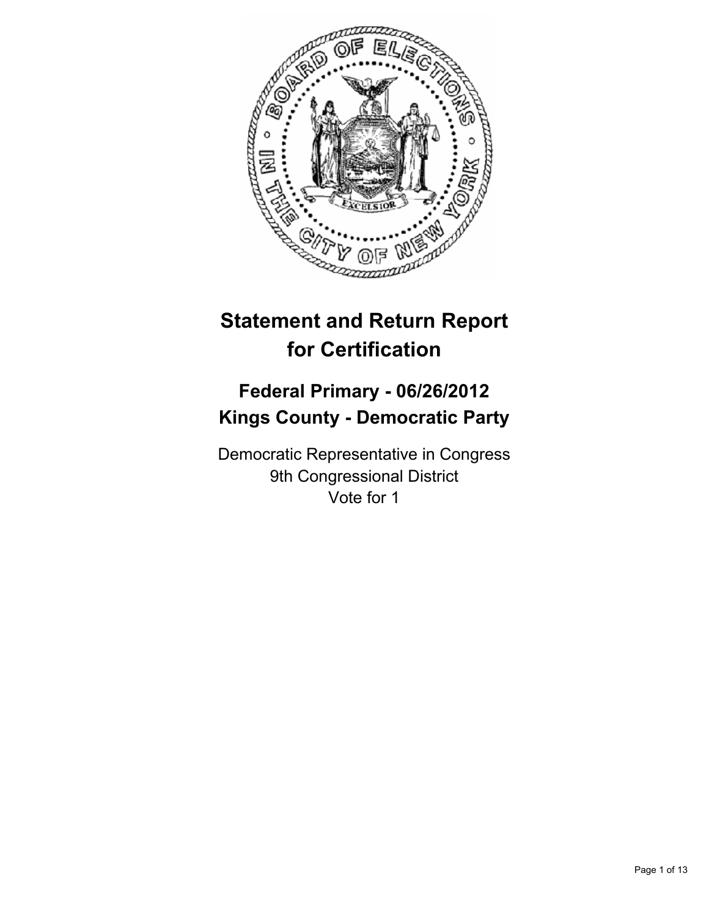# Statement and Return Report for Certification

## Federal Primary - 06/26/2012
## Kings County - Democratic Party

Democratic Representative in Congress
9th Congressional District
Vote for 1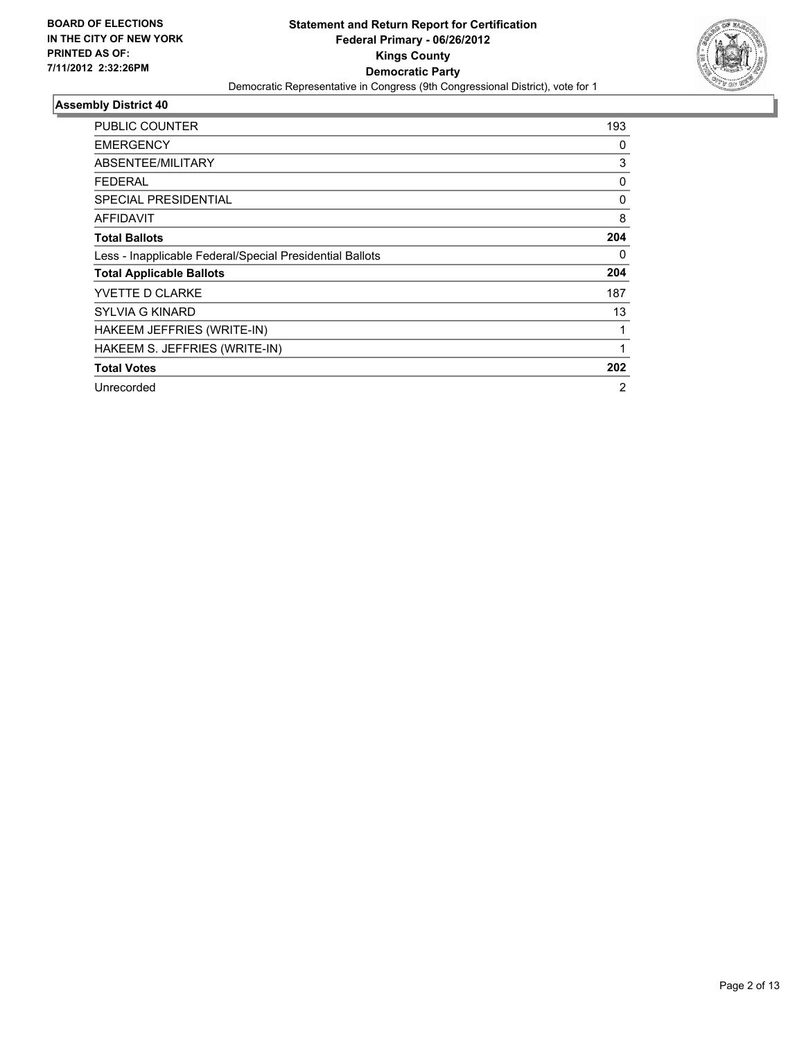**BOARD OF ELECTIONS IN THE CITY OF NEW YORK PRINTED AS OF: 7/11/2012 2:32:26PM**

**Statement and Return Report for Certification**
**Federal Primary - 06/26/2012**
**Kings County**
**Democratic Party**
Democratic Representative in Congress (9th Congressional District), vote for 1

### Assembly District 40

| | |
|---|---|
| PUBLIC COUNTER | 193 |
| EMERGENCY | 0 |
| ABSENTEE/MILITARY | 3 |
| FEDERAL | 0 |
| SPECIAL PRESIDENTIAL | 0 |
| AFFIDAVIT | 8 |
| **Total Ballots** | **204** |
| Less - Inapplicable Federal/Special Presidential Ballots | 0 |
| **Total Applicable Ballots** | **204** |
| YVETTE D CLARKE | 187 |
| SYLVIA G KINARD | 13 |
| HAKEEM JEFFRIES (WRITE-IN) | 1 |
| HAKEEM S. JEFFRIES (WRITE-IN) | 1 |
| **Total Votes** | **202** |
| Unrecorded | 2 |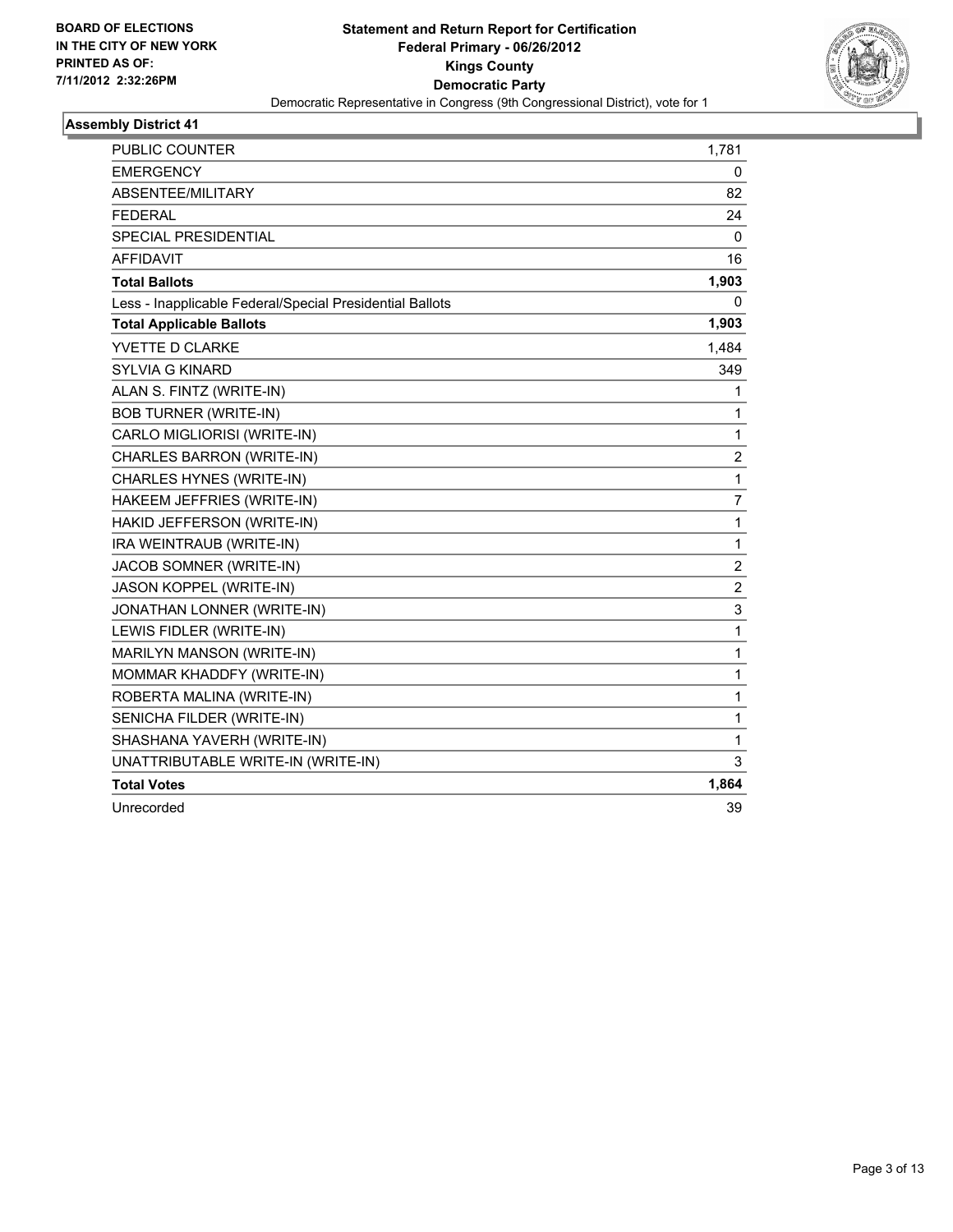BOARD OF ELECTIONS
IN THE CITY OF NEW YORK
PRINTED AS OF:
7/11/2012 2:32:26PM

# Statement and Return Report for Certification
## Federal Primary - 06/26/2012
## Kings County
## Democratic Party
Democratic Representative in Congress (9th Congressional District), vote for 1

### Assembly District 41

| | |
|---|---|
| PUBLIC COUNTER | 1,781 |
| EMERGENCY | 0 |
| ABSENTEE/MILITARY | 82 |
| FEDERAL | 24 |
| SPECIAL PRESIDENTIAL | 0 |
| AFFIDAVIT | 16 |
| **Total Ballots** | **1,903** |
| Less - Inapplicable Federal/Special Presidential Ballots | 0 |
| **Total Applicable Ballots** | **1,903** |
| YVETTE D CLARKE | 1,484 |
| SYLVIA G KINARD | 349 |
| ALAN S. FINTZ (WRITE-IN) | 1 |
| BOB TURNER (WRITE-IN) | 1 |
| CARLO MIGLIORISI (WRITE-IN) | 1 |
| CHARLES BARRON (WRITE-IN) | 2 |
| CHARLES HYNES (WRITE-IN) | 1 |
| HAKEEM JEFFRIES (WRITE-IN) | 7 |
| HAKID JEFFERSON (WRITE-IN) | 1 |
| IRA WEINTRAUB (WRITE-IN) | 1 |
| JACOB SOMNER (WRITE-IN) | 2 |
| JASON KOPPEL (WRITE-IN) | 2 |
| JONATHAN LONNER (WRITE-IN) | 3 |
| LEWIS FIDLER (WRITE-IN) | 1 |
| MARILYN MANSON (WRITE-IN) | 1 |
| MOMMAR KHADDFY (WRITE-IN) | 1 |
| ROBERTA MALINA (WRITE-IN) | 1 |
| SENICHA FILDER (WRITE-IN) | 1 |
| SHASHANA YAVERH (WRITE-IN) | 1 |
| UNATTRIBUTABLE WRITE-IN (WRITE-IN) | 3 |
| **Total Votes** | **1,864** |
| Unrecorded | 39 |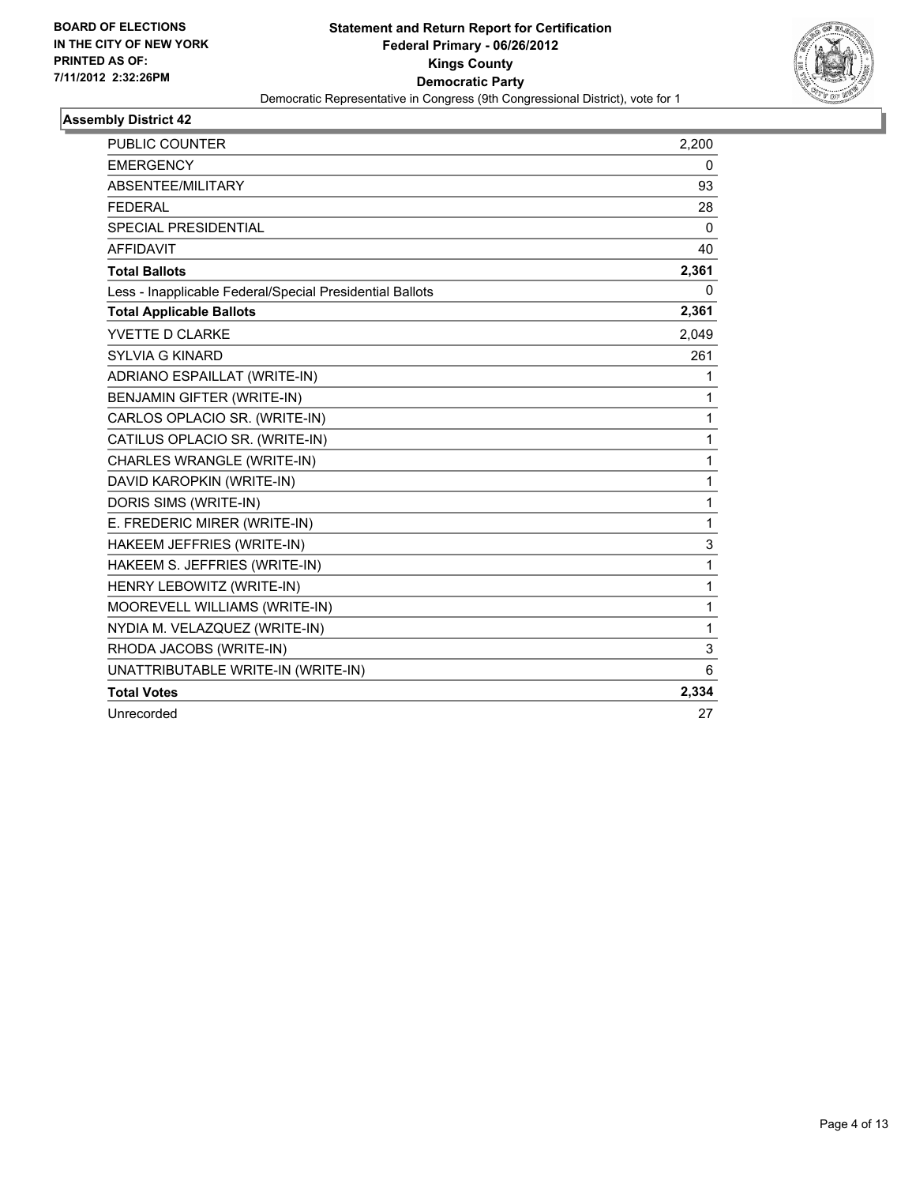BOARD OF ELECTIONS
IN THE CITY OF NEW YORK
PRINTED AS OF:
7/11/2012 2:32:26PM

**Statement and Return Report for Certification**
**Federal Primary - 06/26/2012**
**Kings County**
**Democratic Party**
Democratic Representative in Congress (9th Congressional District), vote for 1

### Assembly District 42

| | |
|---|---|
| PUBLIC COUNTER | 2,200 |
| EMERGENCY | 0 |
| ABSENTEE/MILITARY | 93 |
| FEDERAL | 28 |
| SPECIAL PRESIDENTIAL | 0 |
| AFFIDAVIT | 40 |
| **Total Ballots** | **2,361** |
| Less - Inapplicable Federal/Special Presidential Ballots | 0 |
| **Total Applicable Ballots** | **2,361** |
| YVETTE D CLARKE | 2,049 |
| SYLVIA G KINARD | 261 |
| ADRIANO ESPAILLAT (WRITE-IN) | 1 |
| BENJAMIN GIFTER (WRITE-IN) | 1 |
| CARLOS OPLACIO SR. (WRITE-IN) | 1 |
| CATILUS OPLACIO SR. (WRITE-IN) | 1 |
| CHARLES WRANGLE (WRITE-IN) | 1 |
| DAVID KAROPKIN (WRITE-IN) | 1 |
| DORIS SIMS (WRITE-IN) | 1 |
| E. FREDERIC MIRER (WRITE-IN) | 1 |
| HAKEEM JEFFRIES (WRITE-IN) | 3 |
| HAKEEM S. JEFFRIES (WRITE-IN) | 1 |
| HENRY LEBOWITZ (WRITE-IN) | 1 |
| MOOREVELL WILLIAMS (WRITE-IN) | 1 |
| NYDIA M. VELAZQUEZ (WRITE-IN) | 1 |
| RHODA JACOBS (WRITE-IN) | 3 |
| UNATTRIBUTABLE WRITE-IN (WRITE-IN) | 6 |
| **Total Votes** | **2,334** |
| Unrecorded | 27 |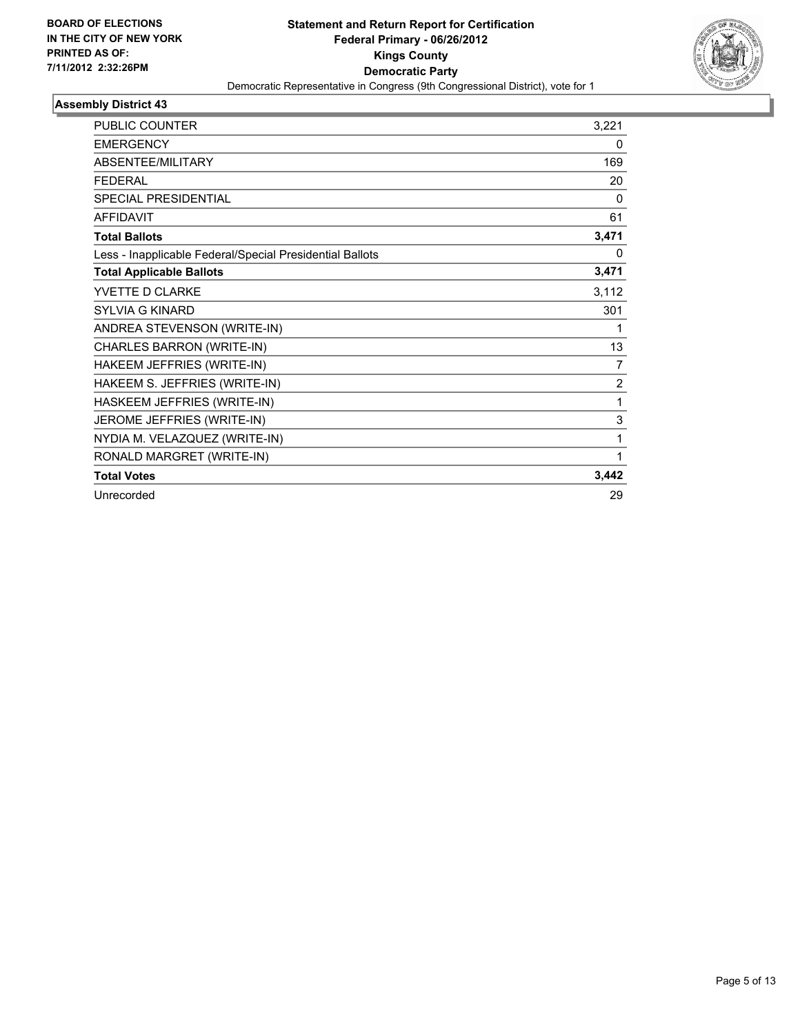**BOARD OF ELECTIONS IN THE CITY OF NEW YORK PRINTED AS OF: 7/11/2012 2:32:26PM**

**Statement and Return Report for Certification**
**Federal Primary - 06/26/2012**
**Kings County**
**Democratic Party**
Democratic Representative in Congress (9th Congressional District), vote for 1

## Assembly District 43

| | |
|---|---|
| PUBLIC COUNTER | 3,221 |
| EMERGENCY | 0 |
| ABSENTEE/MILITARY | 169 |
| FEDERAL | 20 |
| SPECIAL PRESIDENTIAL | 0 |
| AFFIDAVIT | 61 |
| **Total Ballots** | **3,471** |
| Less - Inapplicable Federal/Special Presidential Ballots | 0 |
| **Total Applicable Ballots** | **3,471** |
| YVETTE D CLARKE | 3,112 |
| SYLVIA G KINARD | 301 |
| ANDREA STEVENSON (WRITE-IN) | 1 |
| CHARLES BARRON (WRITE-IN) | 13 |
| HAKEEM JEFFRIES (WRITE-IN) | 7 |
| HAKEEM S. JEFFRIES (WRITE-IN) | 2 |
| HASKEEM JEFFRIES (WRITE-IN) | 1 |
| JEROME JEFFRIES (WRITE-IN) | 3 |
| NYDIA M. VELAZQUEZ (WRITE-IN) | 1 |
| RONALD MARGRET (WRITE-IN) | 1 |
| **Total Votes** | **3,442** |
| Unrecorded | 29 |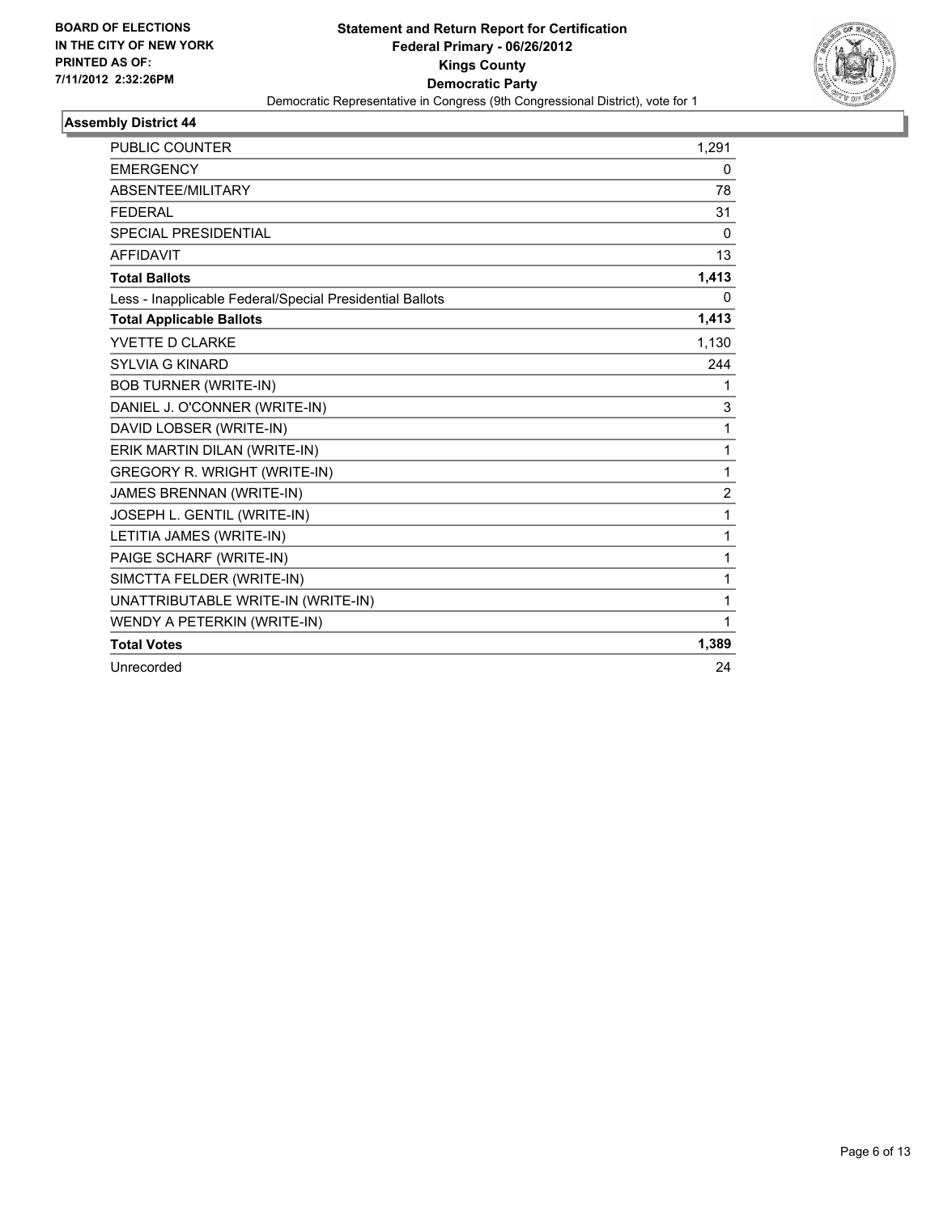**BOARD OF ELECTIONS**
**IN THE CITY OF NEW YORK**
**PRINTED AS OF:**
**7/11/2012 2:32:26PM**

**Statement and Return Report for Certification**
**Federal Primary - 06/26/2012**
**Kings County**
**Democratic Party**
Democratic Representative in Congress (9th Congressional District), vote for 1

### Assembly District 44

| | |
|---|---|
| PUBLIC COUNTER | 1,291 |
| EMERGENCY | 0 |
| ABSENTEE/MILITARY | 78 |
| FEDERAL | 31 |
| SPECIAL PRESIDENTIAL | 0 |
| AFFIDAVIT | 13 |
| **Total Ballots** | **1,413** |
| Less - Inapplicable Federal/Special Presidential Ballots | 0 |
| **Total Applicable Ballots** | **1,413** |
| YVETTE D CLARKE | 1,130 |
| SYLVIA G KINARD | 244 |
| BOB TURNER (WRITE-IN) | 1 |
| DANIEL J. O'CONNER (WRITE-IN) | 3 |
| DAVID LOBSER (WRITE-IN) | 1 |
| ERIK MARTIN DILAN (WRITE-IN) | 1 |
| GREGORY R. WRIGHT (WRITE-IN) | 1 |
| JAMES BRENNAN (WRITE-IN) | 2 |
| JOSEPH L. GENTIL (WRITE-IN) | 1 |
| LETITIA JAMES (WRITE-IN) | 1 |
| PAIGE SCHARF (WRITE-IN) | 1 |
| SIMCTTA FELDER (WRITE-IN) | 1 |
| UNATTRIBUTABLE WRITE-IN (WRITE-IN) | 1 |
| WENDY A PETERKIN (WRITE-IN) | 1 |
| **Total Votes** | **1,389** |
| Unrecorded | 24 |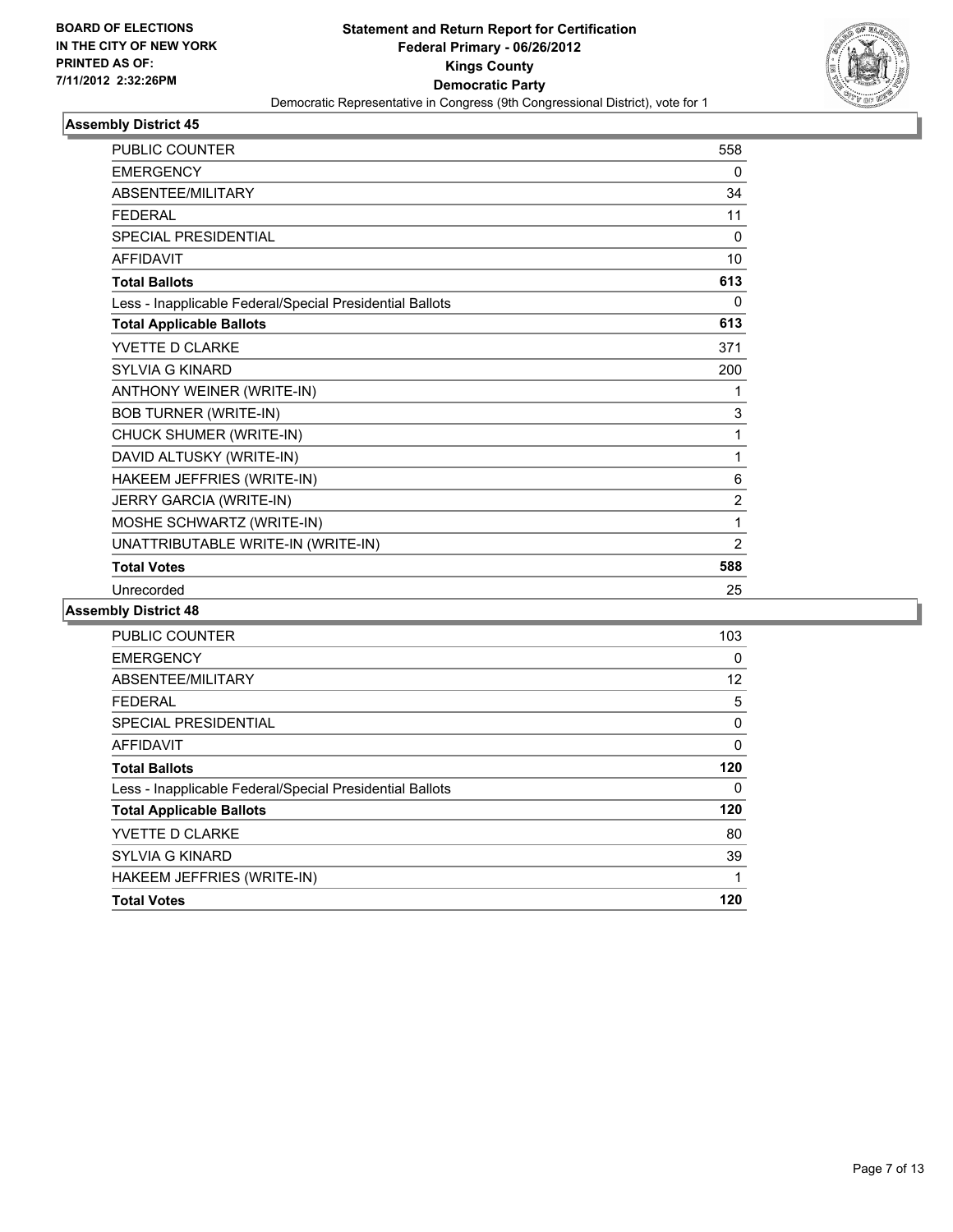BOARD OF ELECTIONS
IN THE CITY OF NEW YORK
PRINTED AS OF:
7/11/2012 2:32:26PM

**Statement and Return Report for Certification**
**Federal Primary - 06/26/2012**
**Kings County**
**Democratic Party**
Democratic Representative in Congress (9th Congressional District), vote for 1

### Assembly District 45

| | |
|---|---|
| PUBLIC COUNTER | 558 |
| EMERGENCY | 0 |
| ABSENTEE/MILITARY | 34 |
| FEDERAL | 11 |
| SPECIAL PRESIDENTIAL | 0 |
| AFFIDAVIT | 10 |
| **Total Ballots** | **613** |
| Less - Inapplicable Federal/Special Presidential Ballots | 0 |
| **Total Applicable Ballots** | **613** |
| YVETTE D CLARKE | 371 |
| SYLVIA G KINARD | 200 |
| ANTHONY WEINER (WRITE-IN) | 1 |
| BOB TURNER (WRITE-IN) | 3 |
| CHUCK SHUMER (WRITE-IN) | 1 |
| DAVID ALTUSKY (WRITE-IN) | 1 |
| HAKEEM JEFFRIES (WRITE-IN) | 6 |
| JERRY GARCIA (WRITE-IN) | 2 |
| MOSHE SCHWARTZ (WRITE-IN) | 1 |
| UNATTRIBUTABLE WRITE-IN (WRITE-IN) | 2 |
| **Total Votes** | **588** |
| Unrecorded | 25 |

### Assembly District 48

| | |
|---|---|
| PUBLIC COUNTER | 103 |
| EMERGENCY | 0 |
| ABSENTEE/MILITARY | 12 |
| FEDERAL | 5 |
| SPECIAL PRESIDENTIAL | 0 |
| AFFIDAVIT | 0 |
| **Total Ballots** | **120** |
| Less - Inapplicable Federal/Special Presidential Ballots | 0 |
| **Total Applicable Ballots** | **120** |
| YVETTE D CLARKE | 80 |
| SYLVIA G KINARD | 39 |
| HAKEEM JEFFRIES (WRITE-IN) | 1 |
| **Total Votes** | **120** |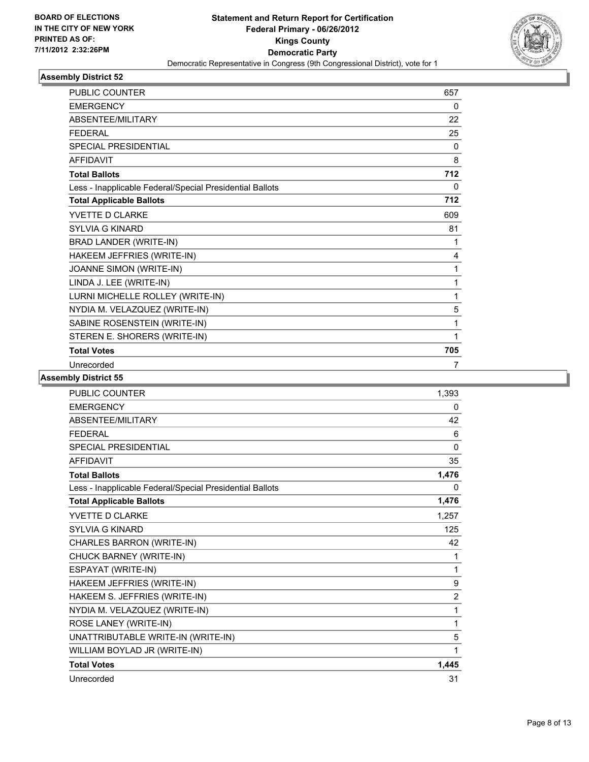**BOARD OF ELECTIONS IN THE CITY OF NEW YORK PRINTED AS OF: 7/11/2012 2:32:26PM**

**Statement and Return Report for Certification Federal Primary - 06/26/2012 Kings County Democratic Party**

Democratic Representative in Congress (9th Congressional District), vote for 1

### Assembly District 52

| | |
|---|---|
| PUBLIC COUNTER | 657 |
| EMERGENCY | 0 |
| ABSENTEE/MILITARY | 22 |
| FEDERAL | 25 |
| SPECIAL PRESIDENTIAL | 0 |
| AFFIDAVIT | 8 |
| **Total Ballots** | **712** |
| Less - Inapplicable Federal/Special Presidential Ballots | 0 |
| **Total Applicable Ballots** | **712** |
| YVETTE D CLARKE | 609 |
| SYLVIA G KINARD | 81 |
| BRAD LANDER (WRITE-IN) | 1 |
| HAKEEM JEFFRIES (WRITE-IN) | 4 |
| JOANNE SIMON (WRITE-IN) | 1 |
| LINDA J. LEE (WRITE-IN) | 1 |
| LURNI MICHELLE ROLLEY (WRITE-IN) | 1 |
| NYDIA M. VELAZQUEZ (WRITE-IN) | 5 |
| SABINE ROSENSTEIN (WRITE-IN) | 1 |
| STEREN E. SHORERS (WRITE-IN) | 1 |
| **Total Votes** | **705** |
| Unrecorded | 7 |

### Assembly District 55

| | |
|---|---|
| PUBLIC COUNTER | 1,393 |
| EMERGENCY | 0 |
| ABSENTEE/MILITARY | 42 |
| FEDERAL | 6 |
| SPECIAL PRESIDENTIAL | 0 |
| AFFIDAVIT | 35 |
| **Total Ballots** | **1,476** |
| Less - Inapplicable Federal/Special Presidential Ballots | 0 |
| **Total Applicable Ballots** | **1,476** |
| YVETTE D CLARKE | 1,257 |
| SYLVIA G KINARD | 125 |
| CHARLES BARRON (WRITE-IN) | 42 |
| CHUCK BARNEY (WRITE-IN) | 1 |
| ESPAYAT (WRITE-IN) | 1 |
| HAKEEM JEFFRIES (WRITE-IN) | 9 |
| HAKEEM S. JEFFRIES (WRITE-IN) | 2 |
| NYDIA M. VELAZQUEZ (WRITE-IN) | 1 |
| ROSE LANEY (WRITE-IN) | 1 |
| UNATTRIBUTABLE WRITE-IN (WRITE-IN) | 5 |
| WILLIAM BOYLAD JR (WRITE-IN) | 1 |
| **Total Votes** | **1,445** |
| Unrecorded | 31 |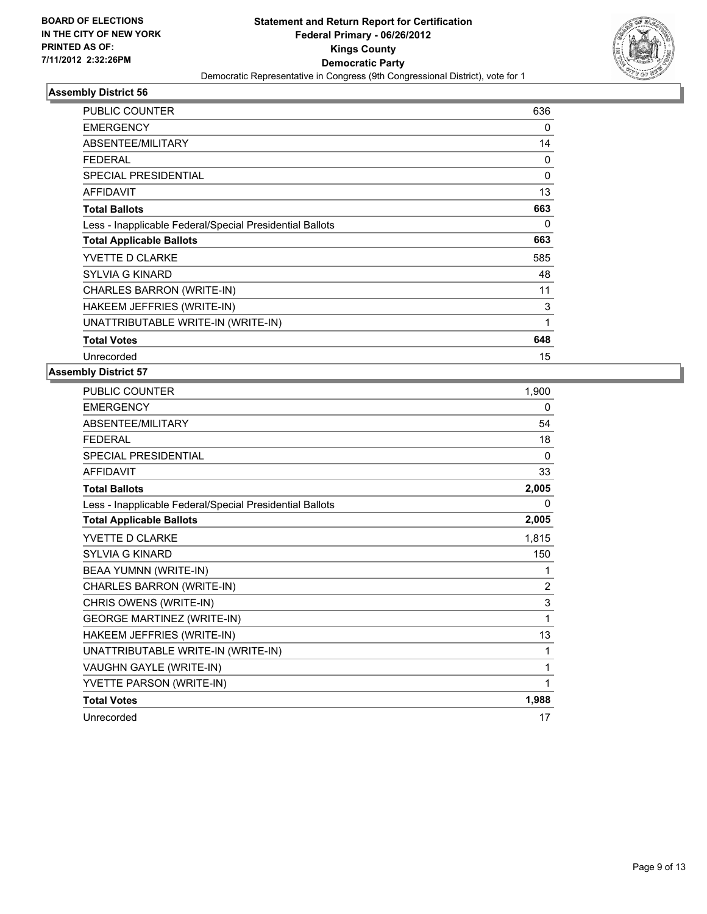**BOARD OF ELECTIONS IN THE CITY OF NEW YORK PRINTED AS OF: 7/11/2012 2:32:26PM**

**Statement and Return Report for Certification**
**Federal Primary - 06/26/2012**
**Kings County**
**Democratic Party**
Democratic Representative in Congress (9th Congressional District), vote for 1

### Assembly District 56

| | |
|---|---|
| PUBLIC COUNTER | 636 |
| EMERGENCY | 0 |
| ABSENTEE/MILITARY | 14 |
| FEDERAL | 0 |
| SPECIAL PRESIDENTIAL | 0 |
| AFFIDAVIT | 13 |
| **Total Ballots** | **663** |
| Less - Inapplicable Federal/Special Presidential Ballots | 0 |
| **Total Applicable Ballots** | **663** |
| YVETTE D CLARKE | 585 |
| SYLVIA G KINARD | 48 |
| CHARLES BARRON (WRITE-IN) | 11 |
| HAKEEM JEFFRIES (WRITE-IN) | 3 |
| UNATTRIBUTABLE WRITE-IN (WRITE-IN) | 1 |
| **Total Votes** | **648** |
| Unrecorded | 15 |

### Assembly District 57

| | |
|---|---|
| PUBLIC COUNTER | 1,900 |
| EMERGENCY | 0 |
| ABSENTEE/MILITARY | 54 |
| FEDERAL | 18 |
| SPECIAL PRESIDENTIAL | 0 |
| AFFIDAVIT | 33 |
| **Total Ballots** | **2,005** |
| Less - Inapplicable Federal/Special Presidential Ballots | 0 |
| **Total Applicable Ballots** | **2,005** |
| YVETTE D CLARKE | 1,815 |
| SYLVIA G KINARD | 150 |
| BEAA YUMNN (WRITE-IN) | 1 |
| CHARLES BARRON (WRITE-IN) | 2 |
| CHRIS OWENS (WRITE-IN) | 3 |
| GEORGE MARTINEZ (WRITE-IN) | 1 |
| HAKEEM JEFFRIES (WRITE-IN) | 13 |
| UNATTRIBUTABLE WRITE-IN (WRITE-IN) | 1 |
| VAUGHN GAYLE (WRITE-IN) | 1 |
| YVETTE PARSON (WRITE-IN) | 1 |
| **Total Votes** | **1,988** |
| Unrecorded | 17 |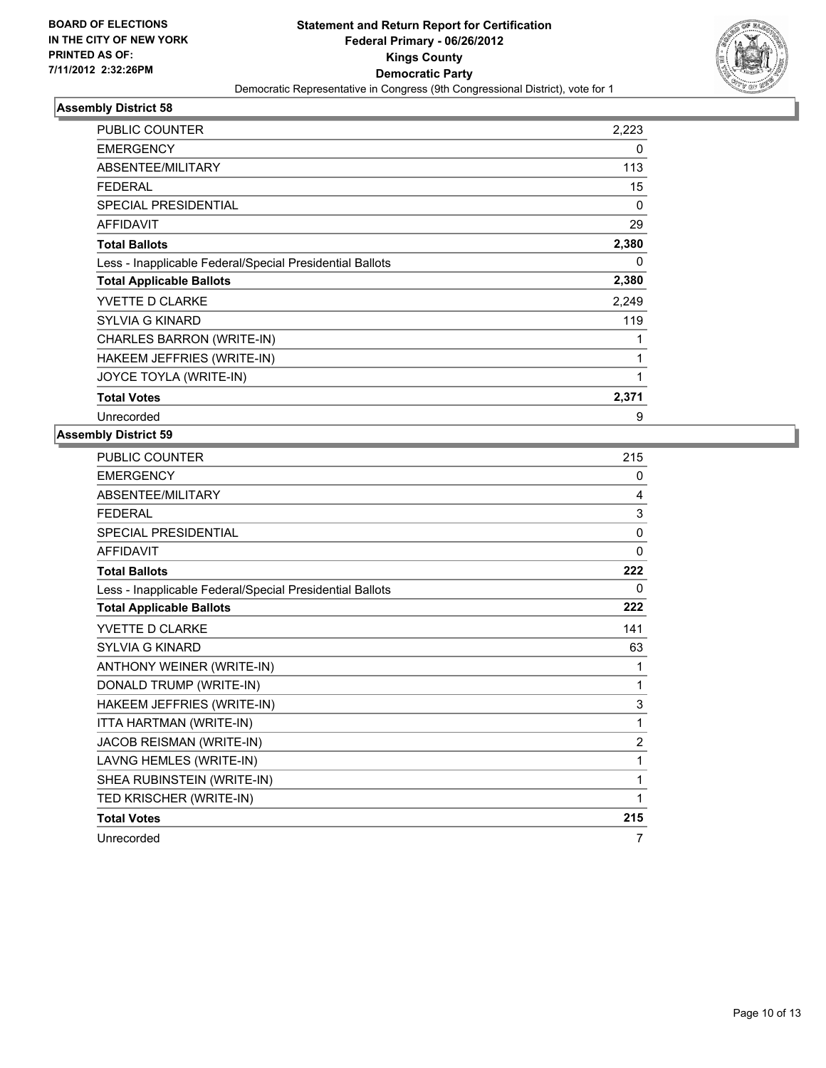**BOARD OF ELECTIONS IN THE CITY OF NEW YORK PRINTED AS OF: 7/11/2012 2:32:26PM**

**Statement and Return Report for Certification Federal Primary - 06/26/2012 Kings County Democratic Party**

Democratic Representative in Congress (9th Congressional District), vote for 1

### Assembly District 58

| | |
|---|---|
| PUBLIC COUNTER | 2,223 |
| EMERGENCY | 0 |
| ABSENTEE/MILITARY | 113 |
| FEDERAL | 15 |
| SPECIAL PRESIDENTIAL | 0 |
| AFFIDAVIT | 29 |
| **Total Ballots** | **2,380** |
| Less - Inapplicable Federal/Special Presidential Ballots | 0 |
| **Total Applicable Ballots** | **2,380** |
| YVETTE D CLARKE | 2,249 |
| SYLVIA G KINARD | 119 |
| CHARLES BARRON (WRITE-IN) | 1 |
| HAKEEM JEFFRIES (WRITE-IN) | 1 |
| JOYCE TOYLA (WRITE-IN) | 1 |
| **Total Votes** | **2,371** |
| Unrecorded | 9 |

### Assembly District 59

| | |
|---|---|
| PUBLIC COUNTER | 215 |
| EMERGENCY | 0 |
| ABSENTEE/MILITARY | 4 |
| FEDERAL | 3 |
| SPECIAL PRESIDENTIAL | 0 |
| AFFIDAVIT | 0 |
| **Total Ballots** | **222** |
| Less - Inapplicable Federal/Special Presidential Ballots | 0 |
| **Total Applicable Ballots** | **222** |
| YVETTE D CLARKE | 141 |
| SYLVIA G KINARD | 63 |
| ANTHONY WEINER (WRITE-IN) | 1 |
| DONALD TRUMP (WRITE-IN) | 1 |
| HAKEEM JEFFRIES (WRITE-IN) | 3 |
| ITTA HARTMAN (WRITE-IN) | 1 |
| JACOB REISMAN (WRITE-IN) | 2 |
| LAVNG HEMLES (WRITE-IN) | 1 |
| SHEA RUBINSTEIN (WRITE-IN) | 1 |
| TED KRISCHER (WRITE-IN) | 1 |
| **Total Votes** | **215** |
| Unrecorded | 7 |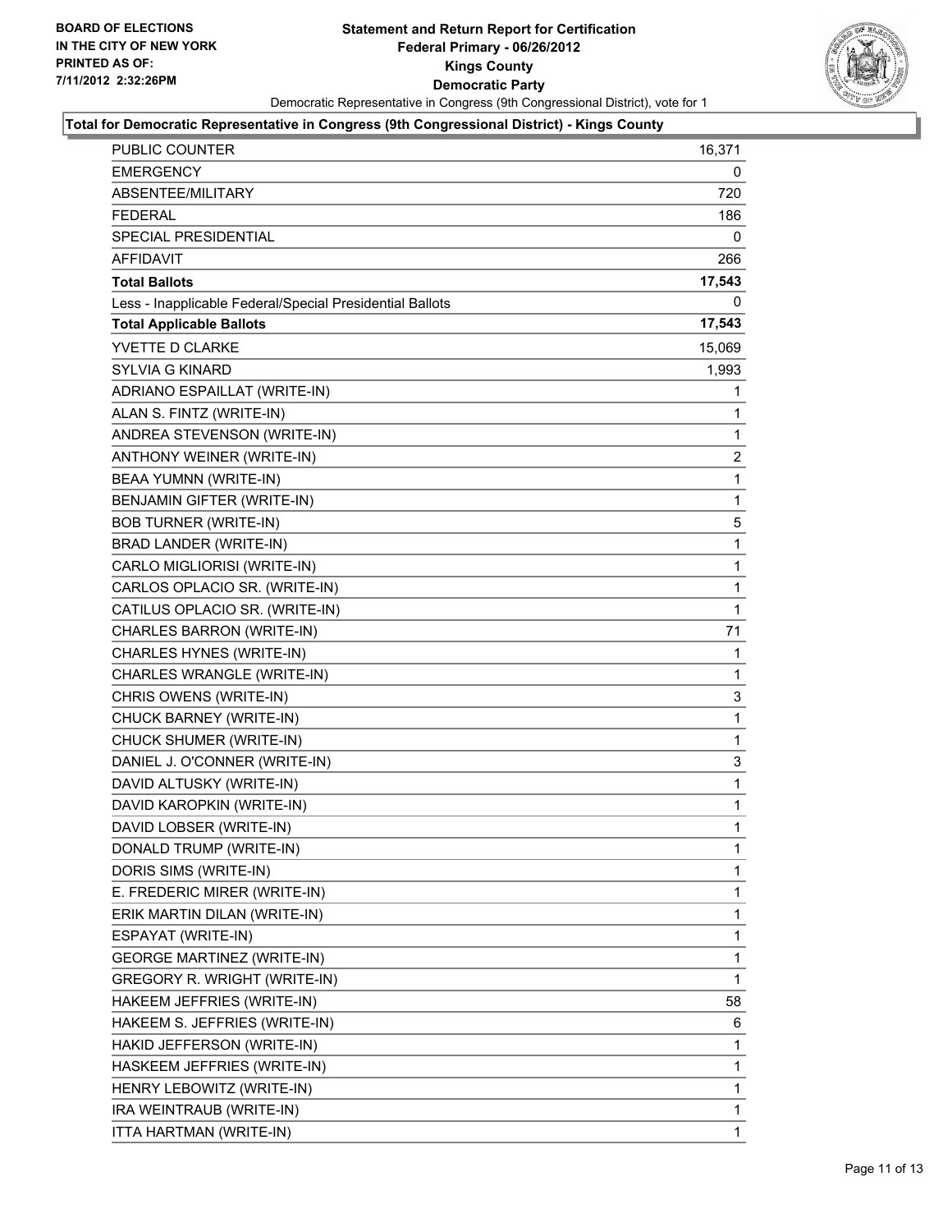**BOARD OF ELECTIONS IN THE CITY OF NEW YORK PRINTED AS OF: 7/11/2012 2:32:26PM**

# Statement and Return Report for Certification
## Federal Primary - 06/26/2012
## Kings County
## Democratic Party

Democratic Representative in Congress (9th Congressional District), vote for 1

**Total for Democratic Representative in Congress (9th Congressional District) - Kings County**

| | |
|---|---|
| PUBLIC COUNTER | 16,371 |
| EMERGENCY | 0 |
| ABSENTEE/MILITARY | 720 |
| FEDERAL | 186 |
| SPECIAL PRESIDENTIAL | 0 |
| AFFIDAVIT | 266 |
| **Total Ballots** | **17,543** |
| Less - Inapplicable Federal/Special Presidential Ballots | 0 |
| **Total Applicable Ballots** | **17,543** |
| YVETTE D CLARKE | 15,069 |
| SYLVIA G KINARD | 1,993 |
| ADRIANO ESPAILLAT (WRITE-IN) | 1 |
| ALAN S. FINTZ (WRITE-IN) | 1 |
| ANDREA STEVENSON (WRITE-IN) | 1 |
| ANTHONY WEINER (WRITE-IN) | 2 |
| BEAA YUMNN (WRITE-IN) | 1 |
| BENJAMIN GIFTER (WRITE-IN) | 1 |
| BOB TURNER (WRITE-IN) | 5 |
| BRAD LANDER (WRITE-IN) | 1 |
| CARLO MIGLIORISI (WRITE-IN) | 1 |
| CARLOS OPLACIO SR. (WRITE-IN) | 1 |
| CATILUS OPLACIO SR. (WRITE-IN) | 1 |
| CHARLES BARRON (WRITE-IN) | 71 |
| CHARLES HYNES (WRITE-IN) | 1 |
| CHARLES WRANGLE (WRITE-IN) | 1 |
| CHRIS OWENS (WRITE-IN) | 3 |
| CHUCK BARNEY (WRITE-IN) | 1 |
| CHUCK SHUMER (WRITE-IN) | 1 |
| DANIEL J. O'CONNER (WRITE-IN) | 3 |
| DAVID ALTUSKY (WRITE-IN) | 1 |
| DAVID KAROPKIN (WRITE-IN) | 1 |
| DAVID LOBSER (WRITE-IN) | 1 |
| DONALD TRUMP (WRITE-IN) | 1 |
| DORIS SIMS (WRITE-IN) | 1 |
| E. FREDERIC MIRER (WRITE-IN) | 1 |
| ERIK MARTIN DILAN (WRITE-IN) | 1 |
| ESPAYAT (WRITE-IN) | 1 |
| GEORGE MARTINEZ (WRITE-IN) | 1 |
| GREGORY R. WRIGHT (WRITE-IN) | 1 |
| HAKEEM JEFFRIES (WRITE-IN) | 58 |
| HAKEEM S. JEFFRIES (WRITE-IN) | 6 |
| HAKID JEFFERSON (WRITE-IN) | 1 |
| HASKEEM JEFFRIES (WRITE-IN) | 1 |
| HENRY LEBOWITZ (WRITE-IN) | 1 |
| IRA WEINTRAUB (WRITE-IN) | 1 |
| ITTA HARTMAN (WRITE-IN) | 1 |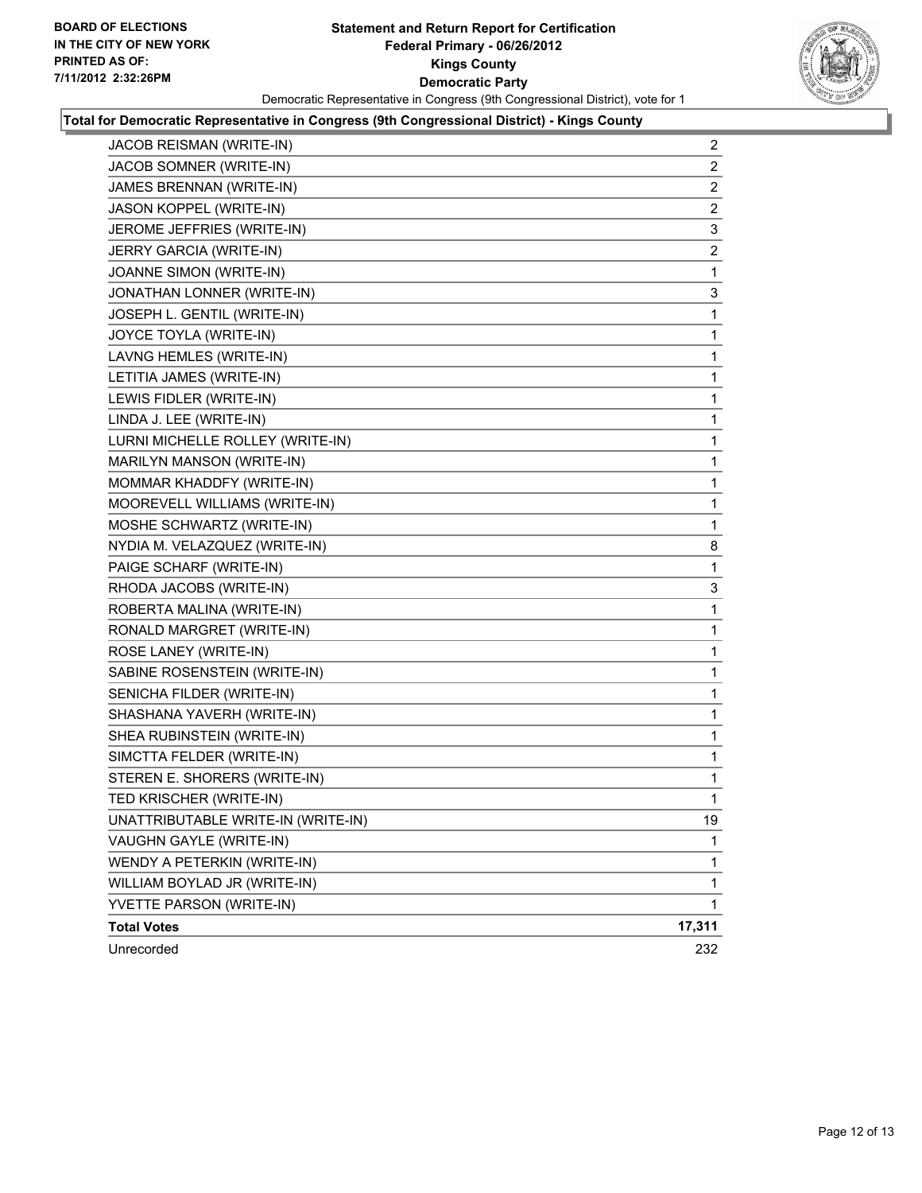**BOARD OF ELECTIONS IN THE CITY OF NEW YORK PRINTED AS OF: 7/11/2012 2:32:26PM**

# Statement and Return Report for Certification
## Federal Primary - 06/26/2012
## Kings County
## Democratic Party

Democratic Representative in Congress (9th Congressional District), vote for 1

**Total for Democratic Representative in Congress (9th Congressional District) - Kings County**

| Candidate | Votes |
|---|---|
| JACOB REISMAN (WRITE-IN) | 2 |
| JACOB SOMNER (WRITE-IN) | 2 |
| JAMES BRENNAN (WRITE-IN) | 2 |
| JASON KOPPEL (WRITE-IN) | 2 |
| JEROME JEFFRIES (WRITE-IN) | 3 |
| JERRY GARCIA (WRITE-IN) | 2 |
| JOANNE SIMON (WRITE-IN) | 1 |
| JONATHAN LONNER (WRITE-IN) | 3 |
| JOSEPH L. GENTIL (WRITE-IN) | 1 |
| JOYCE TOYLA (WRITE-IN) | 1 |
| LAVNG HEMLES (WRITE-IN) | 1 |
| LETITIA JAMES (WRITE-IN) | 1 |
| LEWIS FIDLER (WRITE-IN) | 1 |
| LINDA J. LEE (WRITE-IN) | 1 |
| LURNI MICHELLE ROLLEY (WRITE-IN) | 1 |
| MARILYN MANSON (WRITE-IN) | 1 |
| MOMMAR KHADDFY (WRITE-IN) | 1 |
| MOOREVELL WILLIAMS (WRITE-IN) | 1 |
| MOSHE SCHWARTZ (WRITE-IN) | 1 |
| NYDIA M. VELAZQUEZ (WRITE-IN) | 8 |
| PAIGE SCHARF (WRITE-IN) | 1 |
| RHODA JACOBS (WRITE-IN) | 3 |
| ROBERTA MALINA (WRITE-IN) | 1 |
| RONALD MARGRET (WRITE-IN) | 1 |
| ROSE LANEY (WRITE-IN) | 1 |
| SABINE ROSENSTEIN (WRITE-IN) | 1 |
| SENICHA FILDER (WRITE-IN) | 1 |
| SHASHANA YAVERH (WRITE-IN) | 1 |
| SHEA RUBINSTEIN (WRITE-IN) | 1 |
| SIMCTTA FELDER (WRITE-IN) | 1 |
| STEREN E. SHORERS (WRITE-IN) | 1 |
| TED KRISCHER (WRITE-IN) | 1 |
| UNATTRIBUTABLE WRITE-IN (WRITE-IN) | 19 |
| VAUGHN GAYLE (WRITE-IN) | 1 |
| WENDY A PETERKIN (WRITE-IN) | 1 |
| WILLIAM BOYLAD JR (WRITE-IN) | 1 |
| YVETTE PARSON (WRITE-IN) | 1 |
| **Total Votes** | **17,311** |
| Unrecorded | 232 |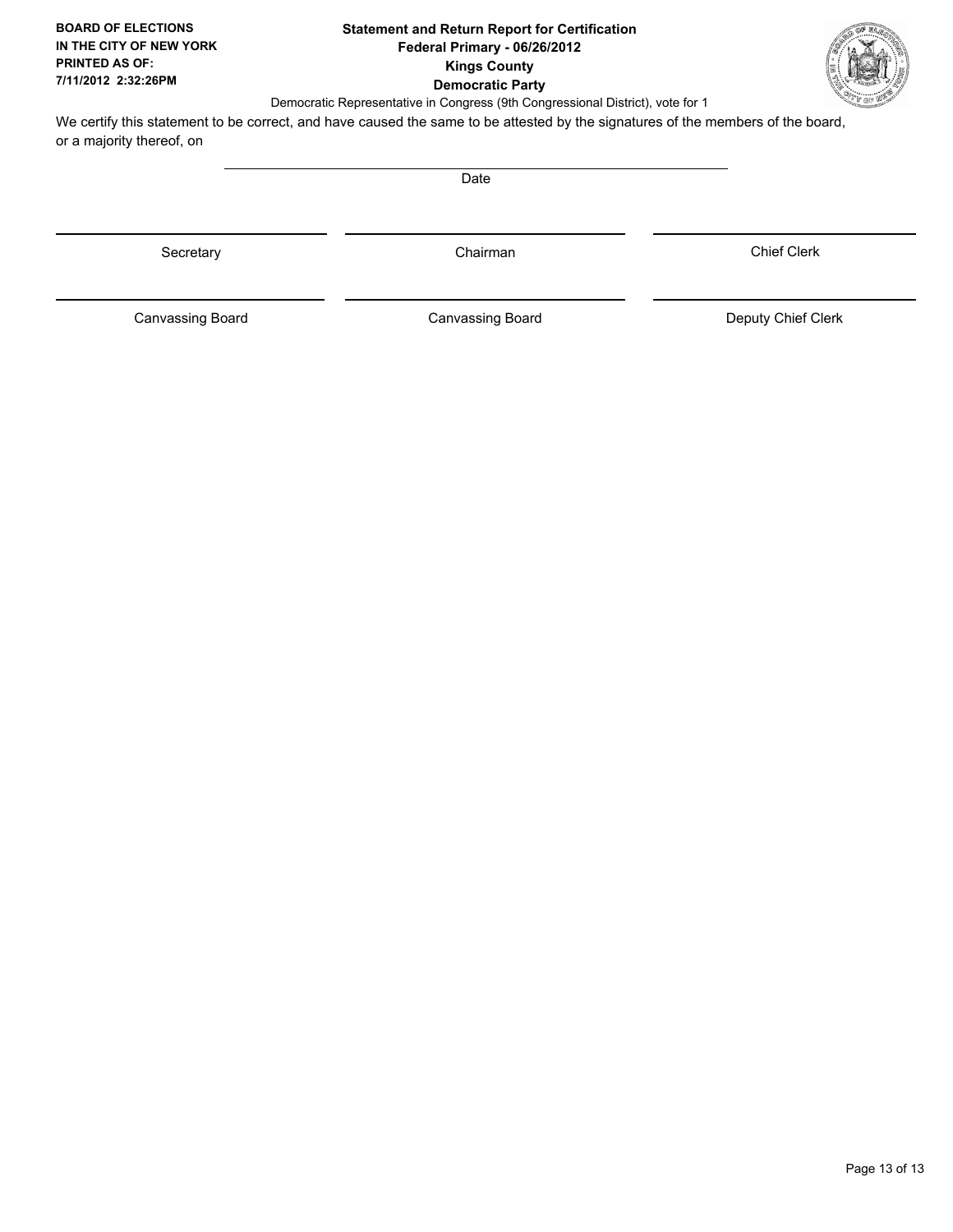**BOARD OF ELECTIONS IN THE CITY OF NEW YORK PRINTED AS OF: 7/11/2012 2:32:26PM**

**Statement and Return Report for Certification**
**Federal Primary - 06/26/2012**
**Kings County**
**Democratic Party**

Democratic Representative in Congress (9th Congressional District), vote for 1

We certify this statement to be correct, and have caused the same to be attested by the signatures of the members of the board, or a majority thereof, on

\_\_\_\_\_\_\_\_\_\_\_\_\_\_\_\_\_\_\_\_\_\_\_\_\_\_\_\_\_\_\_\_\_\_\_\_\_\_\_\_
Date

| | | |
|---|---|---|
| Secretary | Chairman | Chief Clerk |
| Canvassing Board | Canvassing Board | Deputy Chief Clerk |